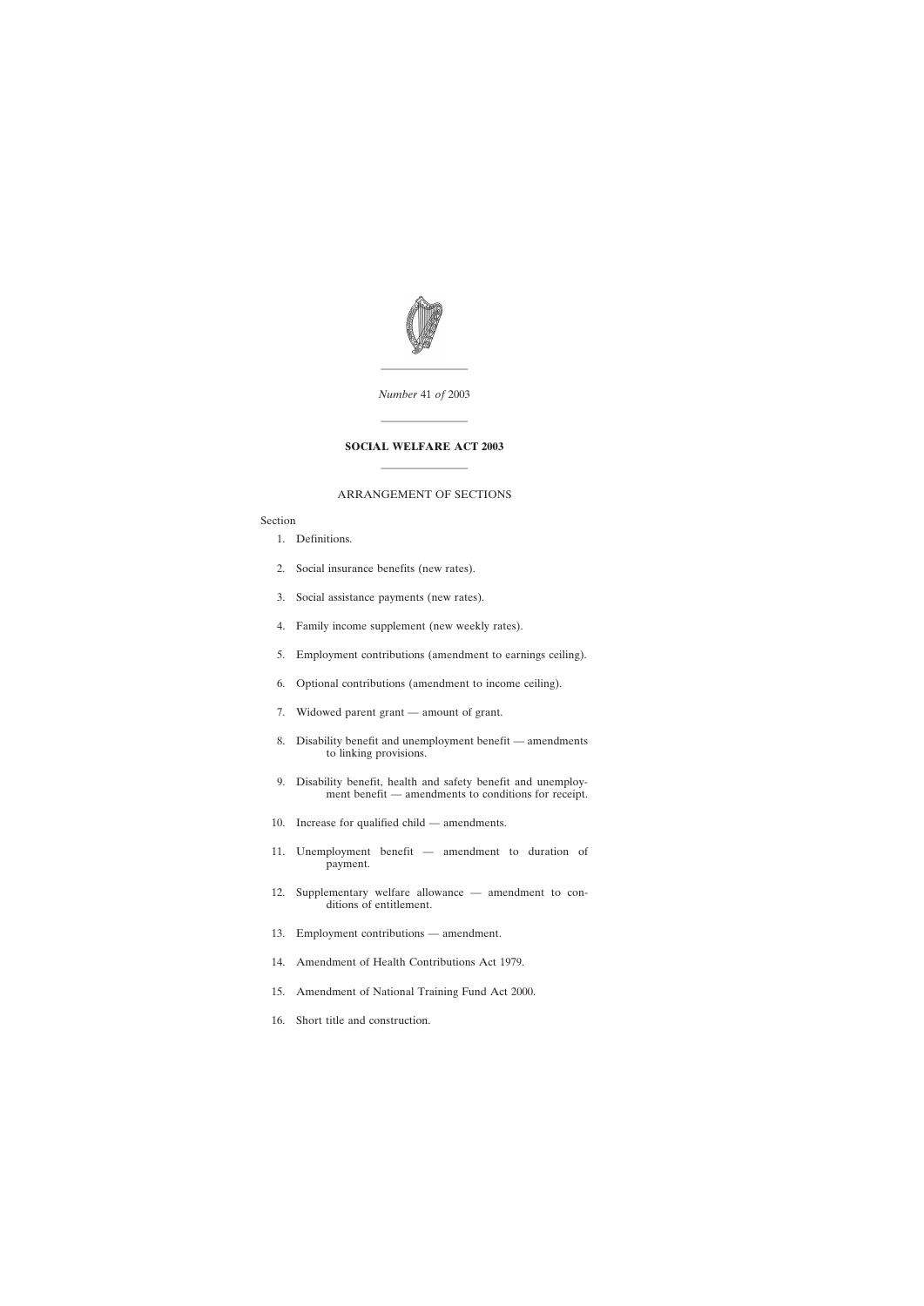*Number* 41 *of* 2003

# SOCIAL WELFARE ACT 2003

## ARRANGEMENT OF SECTIONS

Section

1. Definitions.
2. Social insurance benefits (new rates).
3. Social assistance payments (new rates).
4. Family income supplement (new weekly rates).
5. Employment contributions (amendment to earnings ceiling).
6. Optional contributions (amendment to income ceiling).
7. Widowed parent grant — amount of grant.
8. Disability benefit and unemployment benefit — amendments to linking provisions.
9. Disability benefit, health and safety benefit and unemployment benefit — amendments to conditions for receipt.
10. Increase for qualified child — amendments.
11. Unemployment benefit — amendment to duration of payment.
12. Supplementary welfare allowance — amendment to conditions of entitlement.
13. Employment contributions — amendment.
14. Amendment of Health Contributions Act 1979.
15. Amendment of National Training Fund Act 2000.
16. Short title and construction.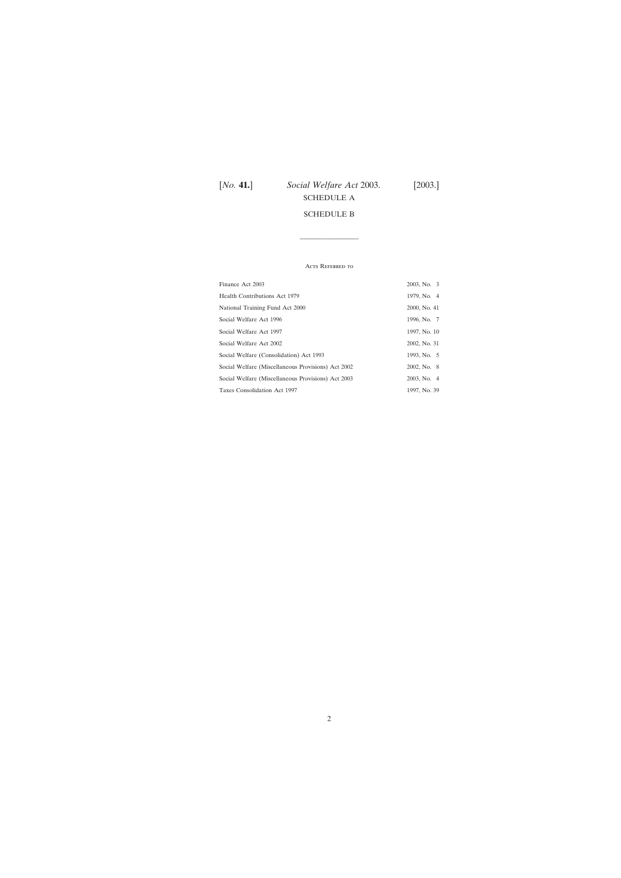SCHEDULE A

SCHEDULE B

---

Acts Referred to

| | |
|---|---|
| Finance Act 2003 | 2003, No. 3 |
| Health Contributions Act 1979 | 1979, No. 4 |
| National Training Fund Act 2000 | 2000, No. 41 |
| Social Welfare Act 1996 | 1996, No. 7 |
| Social Welfare Act 1997 | 1997, No. 10 |
| Social Welfare Act 2002 | 2002, No. 31 |
| Social Welfare (Consolidation) Act 1993 | 1993, No. 5 |
| Social Welfare (Miscellaneous Provisions) Act 2002 | 2002, No. 8 |
| Social Welfare (Miscellaneous Provisions) Act 2003 | 2003, No. 4 |
| Taxes Consolidation Act 1997 | 1997, No. 39 |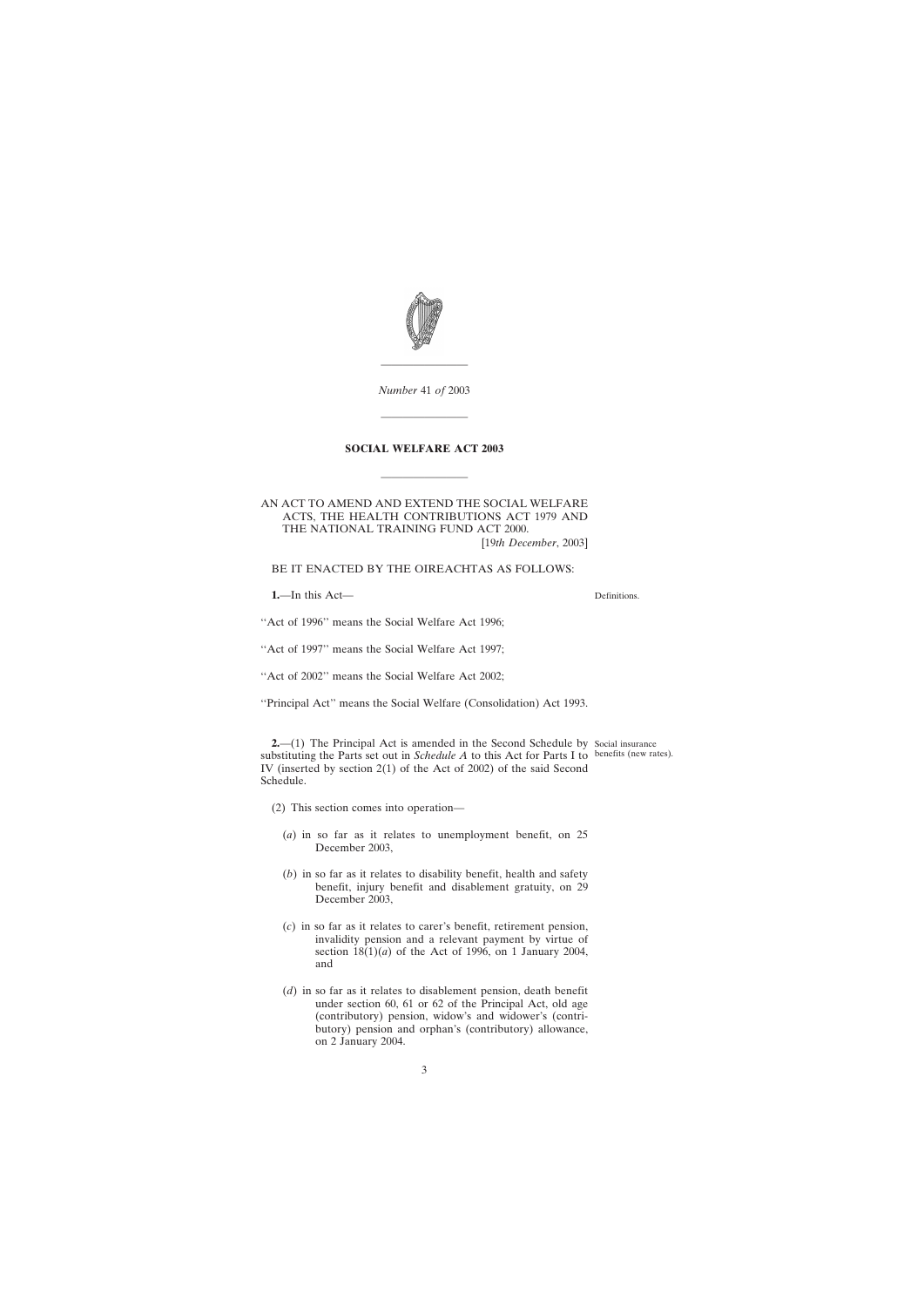*Number* 41 *of* 2003

---

# SOCIAL WELFARE ACT 2003

---

AN ACT TO AMEND AND EXTEND THE SOCIAL WELFARE ACTS, THE HEALTH CONTRIBUTIONS ACT 1979 AND THE NATIONAL TRAINING FUND ACT 2000.

[19*th December*, 2003]

BE IT ENACTED BY THE OIREACHTAS AS FOLLOWS:

**1.**—In this Act—

Definitions.

''Act of 1996'' means the Social Welfare Act 1996;

''Act of 1997'' means the Social Welfare Act 1997;

''Act of 2002'' means the Social Welfare Act 2002;

''Principal Act'' means the Social Welfare (Consolidation) Act 1993.

**2.**—(1) The Principal Act is amended in the Second Schedule by substituting the Parts set out in *Schedule A* to this Act for Parts I to IV (inserted by section 2(1) of the Act of 2002) of the said Second Schedule.

Social insurance benefits (new rates).

(2) This section comes into operation—

(*a*) in so far as it relates to unemployment benefit, on 25 December 2003,

(*b*) in so far as it relates to disability benefit, health and safety benefit, injury benefit and disablement gratuity, on 29 December 2003,

(*c*) in so far as it relates to carer's benefit, retirement pension, invalidity pension and a relevant payment by virtue of section 18(1)(*a*) of the Act of 1996, on 1 January 2004, and

(*d*) in so far as it relates to disablement pension, death benefit under section 60, 61 or 62 of the Principal Act, old age (contributory) pension, widow's and widower's (contributory) pension and orphan's (contributory) allowance, on 2 January 2004.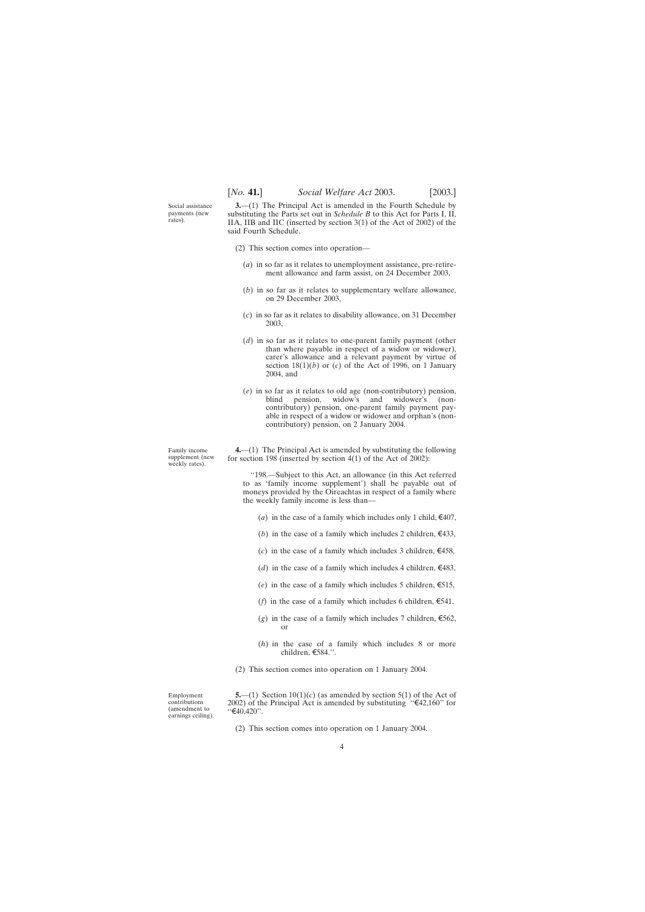Social assistance payments (new rates).

**3.**—(1) The Principal Act is amended in the Fourth Schedule by substituting the Parts set out in *Schedule B* to this Act for Parts I, II, IIA, IIB and IIC (inserted by section 3(1) of the Act of 2002) of the said Fourth Schedule.

(2) This section comes into operation—

(*a*) in so far as it relates to unemployment assistance, pre-retirement allowance and farm assist, on 24 December 2003,

(*b*) in so far as it relates to supplementary welfare allowance, on 29 December 2003,

(*c*) in so far as it relates to disability allowance, on 31 December 2003,

(*d*) in so far as it relates to one-parent family payment (other than where payable in respect of a widow or widower), carer's allowance and a relevant payment by virtue of section 18(1)(*b*) or (*c*) of the Act of 1996, on 1 January 2004, and

(*e*) in so far as it relates to old age (non-contributory) pension, blind pension, widow's and widower's (non-contributory) pension, one-parent family payment payable in respect of a widow or widower and orphan's (non-contributory) pension, on 2 January 2004.

Family income supplement (new weekly rates).

**4.**—(1) The Principal Act is amended by substituting the following for section 198 (inserted by section 4(1) of the Act of 2002):

''198.—Subject to this Act, an allowance (in this Act referred to as 'family income supplement') shall be payable out of moneys provided by the Oireachtas in respect of a family where the weekly family income is less than—

(*a*) in the case of a family which includes only 1 child, €407,

(*b*) in the case of a family which includes 2 children, €433,

(*c*) in the case of a family which includes 3 children, €458,

(*d*) in the case of a family which includes 4 children, €483,

(*e*) in the case of a family which includes 5 children, €515,

(*f*) in the case of a family which includes 6 children, €541,

(*g*) in the case of a family which includes 7 children, €562, or

(*h*) in the case of a family which includes 8 or more children, €584.''.

(2) This section comes into operation on 1 January 2004.

Employment contributions (amendment to earnings ceiling).

**5.**—(1) Section 10(1)(*c*) (as amended by section 5(1) of the Act of 2002) of the Principal Act is amended by substituting ''€42,160'' for ''€40,420''.

(2) This section comes into operation on 1 January 2004.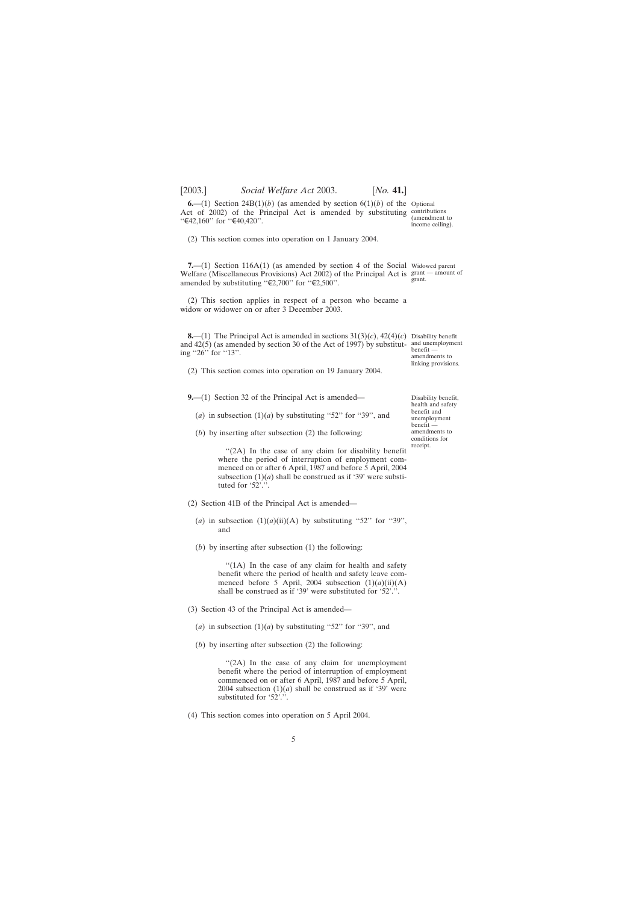**6.**—(1) Section 24B(1)(*b*) (as amended by section 6(1)(*b*) of the Act of 2002) of the Principal Act is amended by substituting ''€42,160'' for ''€40,420''.

Optional contributions (amendment to income ceiling).

(2) This section comes into operation on 1 January 2004.

**7.**—(1) Section 116A(1) (as amended by section 4 of the Social Welfare (Miscellaneous Provisions) Act 2002) of the Principal Act is amended by substituting ''€2,700'' for ''€2,500''.

Widowed parent grant — amount of grant.

(2) This section applies in respect of a person who became a widow or widower on or after 3 December 2003.

**8.**—(1) The Principal Act is amended in sections 31(3)(*c*), 42(4)(*c*) and 42(5) (as amended by section 30 of the Act of 1997) by substituting ''26'' for ''13''.

Disability benefit and unemployment benefit — amendments to linking provisions.

(2) This section comes into operation on 19 January 2004.

**9.**—(1) Section 32 of the Principal Act is amended—

Disability benefit, health and safety benefit and unemployment benefit — amendments to conditions for receipt.

(*a*) in subsection (1)(*a*) by substituting ''52'' for ''39'', and

(*b*) by inserting after subsection (2) the following:

> ''(2A) In the case of any claim for disability benefit where the period of interruption of employment commenced on or after 6 April, 1987 and before 5 April, 2004 subsection (1)(*a*) shall be construed as if '39' were substituted for '52'.''.

(2) Section 41B of the Principal Act is amended—

(*a*) in subsection (1)(*a*)(ii)(A) by substituting ''52'' for ''39'', and

(*b*) by inserting after subsection (1) the following:

> ''(1A) In the case of any claim for health and safety benefit where the period of health and safety leave commenced before 5 April, 2004 subsection (1)(*a*)(ii)(A) shall be construed as if '39' were substituted for '52'.''.

(3) Section 43 of the Principal Act is amended—

(*a*) in subsection (1)(*a*) by substituting ''52'' for ''39'', and

(*b*) by inserting after subsection (2) the following:

> ''(2A) In the case of any claim for unemployment benefit where the period of interruption of employment commenced on or after 6 April, 1987 and before 5 April, 2004 subsection (1)(*a*) shall be construed as if '39' were substituted for '52'.''.

(4) This section comes into operation on 5 April 2004.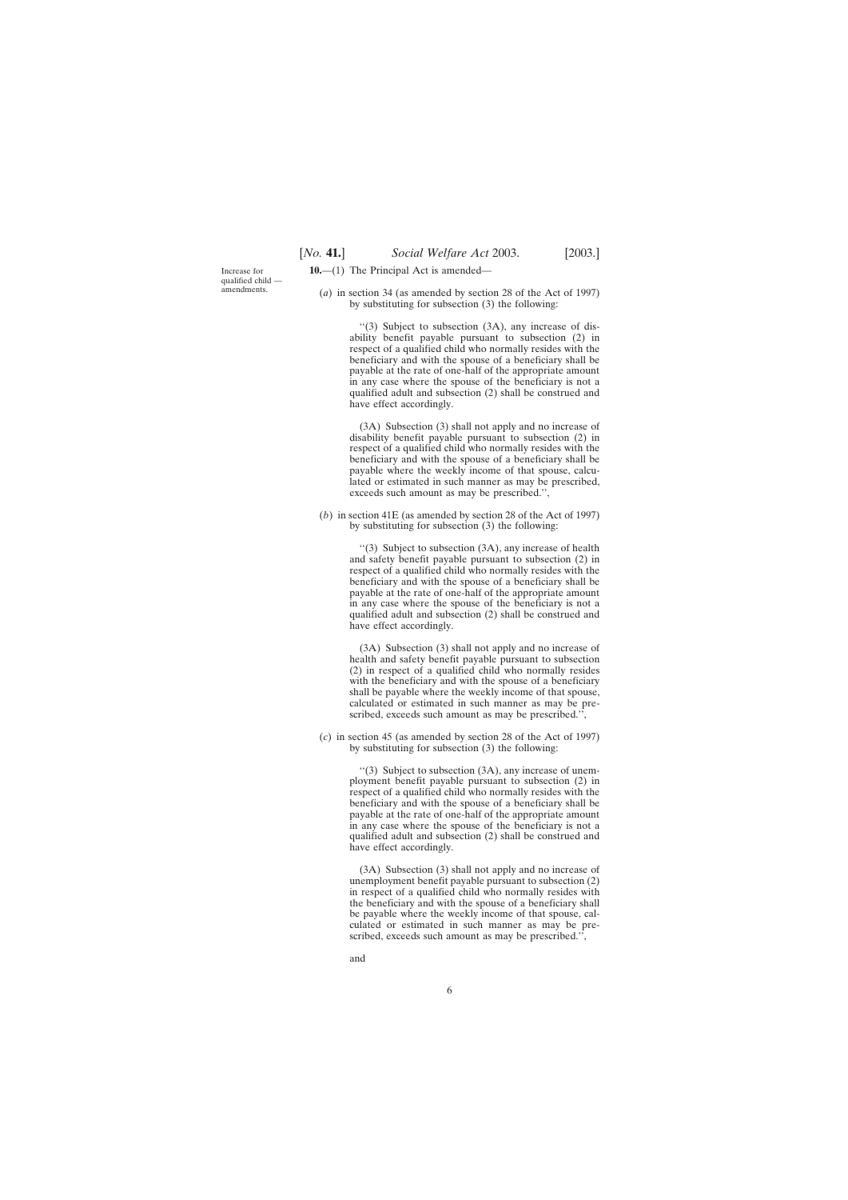Increase for qualified child — amendments.

**10.**—(1) The Principal Act is amended—

(*a*) in section 34 (as amended by section 28 of the Act of 1997) by substituting for subsection (3) the following:

> ‘‘(3) Subject to subsection (3A), any increase of disability benefit payable pursuant to subsection (2) in respect of a qualified child who normally resides with the beneficiary and with the spouse of a beneficiary shall be payable at the rate of one-half of the appropriate amount in any case where the spouse of the beneficiary is not a qualified adult and subsection (2) shall be construed and have effect accordingly.
>
> (3A) Subsection (3) shall not apply and no increase of disability benefit payable pursuant to subsection (2) in respect of a qualified child who normally resides with the beneficiary and with the spouse of a beneficiary shall be payable where the weekly income of that spouse, calculated or estimated in such manner as may be prescribed, exceeds such amount as may be prescribed.’’,

(*b*) in section 41E (as amended by section 28 of the Act of 1997) by substituting for subsection (3) the following:

> ‘‘(3) Subject to subsection (3A), any increase of health and safety benefit payable pursuant to subsection (2) in respect of a qualified child who normally resides with the beneficiary and with the spouse of a beneficiary shall be payable at the rate of one-half of the appropriate amount in any case where the spouse of the beneficiary is not a qualified adult and subsection (2) shall be construed and have effect accordingly.
>
> (3A) Subsection (3) shall not apply and no increase of health and safety benefit payable pursuant to subsection (2) in respect of a qualified child who normally resides with the beneficiary and with the spouse of a beneficiary shall be payable where the weekly income of that spouse, calculated or estimated in such manner as may be prescribed, exceeds such amount as may be prescribed.’’,

(*c*) in section 45 (as amended by section 28 of the Act of 1997) by substituting for subsection (3) the following:

> ‘‘(3) Subject to subsection (3A), any increase of unemployment benefit payable pursuant to subsection (2) in respect of a qualified child who normally resides with the beneficiary and with the spouse of a beneficiary shall be payable at the rate of one-half of the appropriate amount in any case where the spouse of the beneficiary is not a qualified adult and subsection (2) shall be construed and have effect accordingly.
>
> (3A) Subsection (3) shall not apply and no increase of unemployment benefit payable pursuant to subsection (2) in respect of a qualified child who normally resides with the beneficiary and with the spouse of a beneficiary shall be payable where the weekly income of that spouse, calculated or estimated in such manner as may be prescribed, exceeds such amount as may be prescribed.’’,

and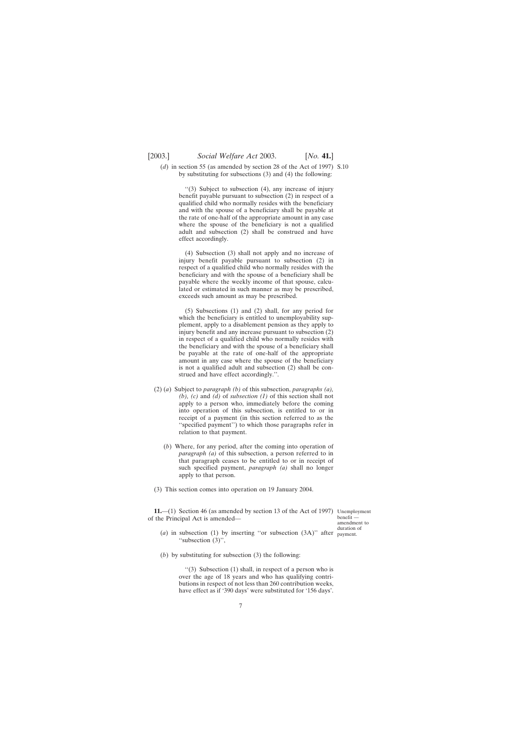(*d*) in section 55 (as amended by section 28 of the Act of 1997) by substituting for subsections (3) and (4) the following:

> "(3) Subject to subsection (4), any increase of injury benefit payable pursuant to subsection (2) in respect of a qualified child who normally resides with the beneficiary and with the spouse of a beneficiary shall be payable at the rate of one-half of the appropriate amount in any case where the spouse of the beneficiary is not a qualified adult and subsection (2) shall be construed and have effect accordingly.
>
> (4) Subsection (3) shall not apply and no increase of injury benefit payable pursuant to subsection (2) in respect of a qualified child who normally resides with the beneficiary and with the spouse of a beneficiary shall be payable where the weekly income of that spouse, calculated or estimated in such manner as may be prescribed, exceeds such amount as may be prescribed.
>
> (5) Subsections (1) and (2) shall, for any period for which the beneficiary is entitled to unemployability supplement, apply to a disablement pension as they apply to injury benefit and any increase pursuant to subsection (2) in respect of a qualified child who normally resides with the beneficiary and with the spouse of a beneficiary shall be payable at the rate of one-half of the appropriate amount in any case where the spouse of the beneficiary is not a qualified adult and subsection (2) shall be construed and have effect accordingly.".

(2) (*a*) Subject to *paragraph (b)* of this subsection, *paragraphs (a), (b), (c)* and *(d)* of *subsection (1)* of this section shall not apply to a person who, immediately before the coming into operation of this subsection, is entitled to or in receipt of a payment (in this section referred to as the "specified payment") to which those paragraphs refer in relation to that payment.

(*b*) Where, for any period, after the coming into operation of *paragraph (a)* of this subsection, a person referred to in that paragraph ceases to be entitled to or in receipt of such specified payment, *paragraph (a)* shall no longer apply to that person.

(3) This section comes into operation on 19 January 2004.

Unemployment benefit — amendment to duration of payment.

**11.**—(1) Section 46 (as amended by section 13 of the Act of 1997) of the Principal Act is amended—

(*a*) in subsection (1) by inserting "or subsection (3A)" after "subsection (3)",

(*b*) by substituting for subsection (3) the following:

> "(3) Subsection (1) shall, in respect of a person who is over the age of 18 years and who has qualifying contributions in respect of not less than 260 contribution weeks, have effect as if '390 days' were substituted for '156 days'.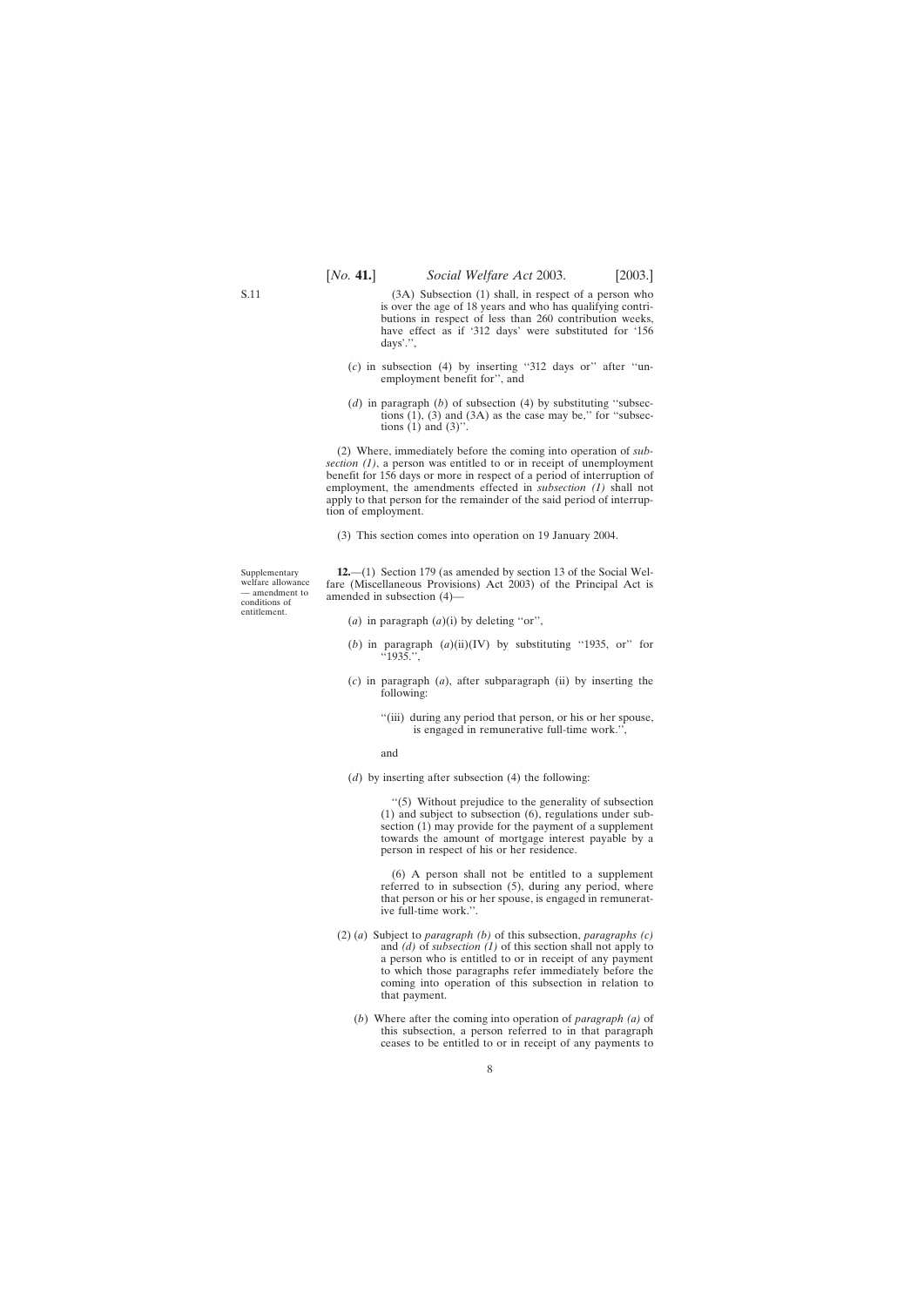(3A) Subsection (1) shall, in respect of a person who is over the age of 18 years and who has qualifying contributions in respect of less than 260 contribution weeks, have effect as if '312 days' were substituted for '156 days'.'',

(*c*) in subsection (4) by inserting ''312 days or'' after ''unemployment benefit for'', and

(*d*) in paragraph (*b*) of subsection (4) by substituting ''subsections (1), (3) and (3A) as the case may be,'' for ''subsections (1) and (3)''.

(2) Where, immediately before the coming into operation of *subsection (1)*, a person was entitled to or in receipt of unemployment benefit for 156 days or more in respect of a period of interruption of employment, the amendments effected in *subsection (1)* shall not apply to that person for the remainder of the said period of interruption of employment.

(3) This section comes into operation on 19 January 2004.

Supplementary welfare allowance — amendment to conditions of entitlement.

**12.**—(1) Section 179 (as amended by section 13 of the Social Welfare (Miscellaneous Provisions) Act 2003) of the Principal Act is amended in subsection (4)—

(*a*) in paragraph (*a*)(i) by deleting ''or'',

(*b*) in paragraph (*a*)(ii)(IV) by substituting ''1935, or'' for ''1935.'',

(*c*) in paragraph (*a*), after subparagraph (ii) by inserting the following:

''(iii) during any period that person, or his or her spouse, is engaged in remunerative full-time work.'',

and

(*d*) by inserting after subsection (4) the following:

''(5) Without prejudice to the generality of subsection (1) and subject to subsection (6), regulations under subsection (1) may provide for the payment of a supplement towards the amount of mortgage interest payable by a person in respect of his or her residence.

(6) A person shall not be entitled to a supplement referred to in subsection (5), during any period, where that person or his or her spouse, is engaged in remunerative full-time work.''.

(2) (*a*) Subject to *paragraph (b)* of this subsection, *paragraphs (c)* and *(d)* of *subsection (1)* of this section shall not apply to a person who is entitled to or in receipt of any payment to which those paragraphs refer immediately before the coming into operation of this subsection in relation to that payment.

(*b*) Where after the coming into operation of *paragraph (a)* of this subsection, a person referred to in that paragraph ceases to be entitled to or in receipt of any payments to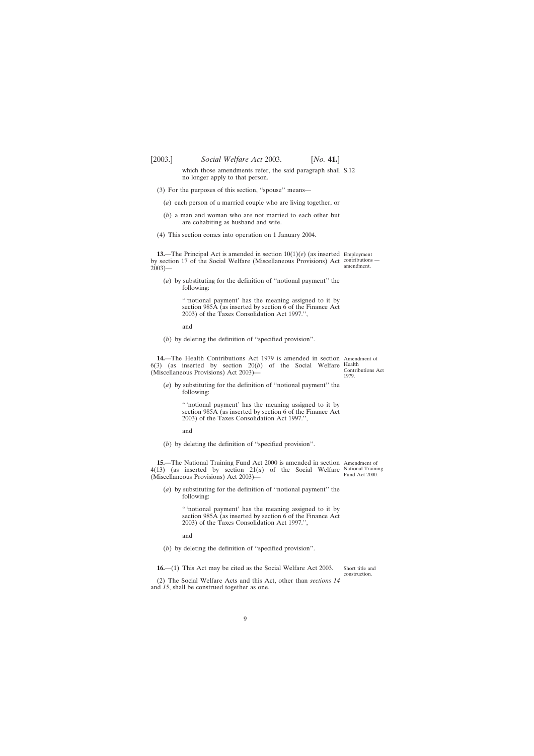which those amendments refer, the said paragraph shall no longer apply to that person.

(3) For the purposes of this section, "spouse" means—

(*a*) each person of a married couple who are living together, or

(*b*) a man and woman who are not married to each other but are cohabiting as husband and wife.

(4) This section comes into operation on 1 January 2004.

**13.**—The Principal Act is amended in section 10(1)(*e*) (as inserted by section 17 of the Social Welfare (Miscellaneous Provisions) Act 2003)—

Employment contributions — amendment.

(*a*) by substituting for the definition of "notional payment" the following:

"'notional payment' has the meaning assigned to it by section 985A (as inserted by section 6 of the Finance Act 2003) of the Taxes Consolidation Act 1997.",

and

(*b*) by deleting the definition of "specified provision".

**14.**—The Health Contributions Act 1979 is amended in section 6(3) (as inserted by section 20(*b*) of the Social Welfare (Miscellaneous Provisions) Act 2003)—

Amendment of Health Contributions Act 1979.

(*a*) by substituting for the definition of "notional payment" the following:

"'notional payment' has the meaning assigned to it by section 985A (as inserted by section 6 of the Finance Act 2003) of the Taxes Consolidation Act 1997.",

and

(*b*) by deleting the definition of "specified provision".

**15.**—The National Training Fund Act 2000 is amended in section 4(13) (as inserted by section 21(*a*) of the Social Welfare (Miscellaneous Provisions) Act 2003)—

Amendment of National Training Fund Act 2000.

(*a*) by substituting for the definition of "notional payment" the following:

"'notional payment' has the meaning assigned to it by section 985A (as inserted by section 6 of the Finance Act 2003) of the Taxes Consolidation Act 1997.",

and

(*b*) by deleting the definition of "specified provision".

**16.**—(1) This Act may be cited as the Social Welfare Act 2003.

Short title and construction.

(2) The Social Welfare Acts and this Act, other than *sections 14* and *15*, shall be construed together as one.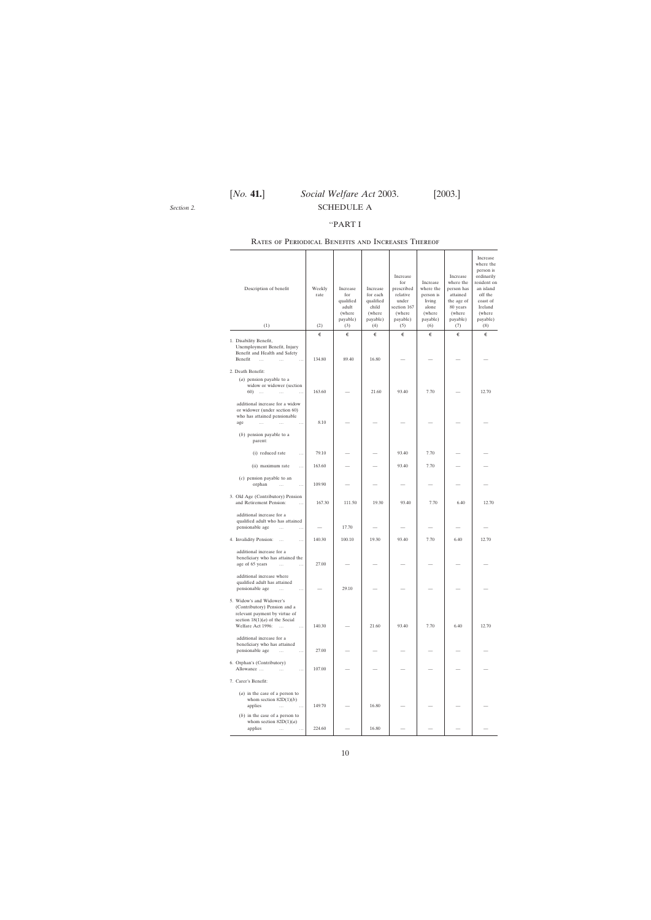Section 2.

# SCHEDULE A

## "PART I

### RATES OF PERIODICAL BENEFITS AND INCREASES THEREOF

| Description of benefit (1) | Weekly rate (2) | Increase for qualified adult (where payable) (3) | Increase for each qualified child (where payable) (4) | Increase for prescribed relative under section 167 (where payable) (5) | Increase where the person is living alone (where payable) (6) | Increase where the person has attained the age of 80 years (where payable) (7) | Increase where the person is ordinarily resident on an island off the coast of Ireland (where payable) (8) |
|---|---|---|---|---|---|---|---|
| | € | € | € | € | € | € | € |
| 1. Disability Benefit, Unemployment Benefit, Injury Benefit and Health and Safety Benefit ... ... ... | 134.80 | 89.40 | 16.80 | — | — | — | — |
| 2. Death Benefit: | | | | | | | |
| (*a*) pension payable to a widow or widower (section 60) ... ... ... | 163.60 | — | 21.60 | 93.40 | 7.70 | — | 12.70 |
| additional increase for a widow or widower (under section 60) who has attained pensionable age ... ... ... | 8.10 | — | — | — | — | — | — |
| (*b*) pension payable to a parent: | | | | | | | |
| (i) reduced rate ... | 79.10 | — | — | 93.40 | 7.70 | — | — |
| (ii) maximum rate ... | 163.60 | — | — | 93.40 | 7.70 | — | — |
| (*c*) pension payable to an orphan ... ... | 109.90 | — | — | — | — | — | — |
| 3. Old Age (Contributory) Pension and Retirement Pension: ... | 167.30 | 111.50 | 19.30 | 93.40 | 7.70 | 6.40 | 12.70 |
| additional increase for a qualified adult who has attained pensionable age ... ... | — | 17.70 | — | — | — | — | — |
| 4. Invalidity Pension: ... ... | 140.30 | 100.10 | 19.30 | 93.40 | 7.70 | 6.40 | 12.70 |
| additional increase for a beneficiary who has attained the age of 65 years ... ... | 27.00 | — | — | — | — | — | — |
| additional increase where qualified adult has attained pensionable age ... ... | — | 29.10 | — | — | — | — | — |
| 5. Widow's and Widower's (Contributory) Pension and a relevant payment by virtue of section 18(1)(*a*) of the Social Welfare Act 1996: ... ... | 140.30 | — | 21.60 | 93.40 | 7.70 | 6.40 | 12.70 |
| additional increase for a beneficiary who has attained pensionable age ... ... | 27.00 | — | — | — | — | — | — |
| 6. Orphan's (Contributory) Allowance ... ... ... | 107.00 | — | — | — | — | — | — |
| 7. Carer's Benefit: | | | | | | | |
| (*a*) in the case of a person to whom section 82D(1)(*b*) applies ... ... | 149.70 | — | 16.80 | — | — | — | — |
| (*b*) in the case of a person to whom section 82D(1)(*a*) applies ... ... | 224.60 | — | 16.80 | — | — | — | — |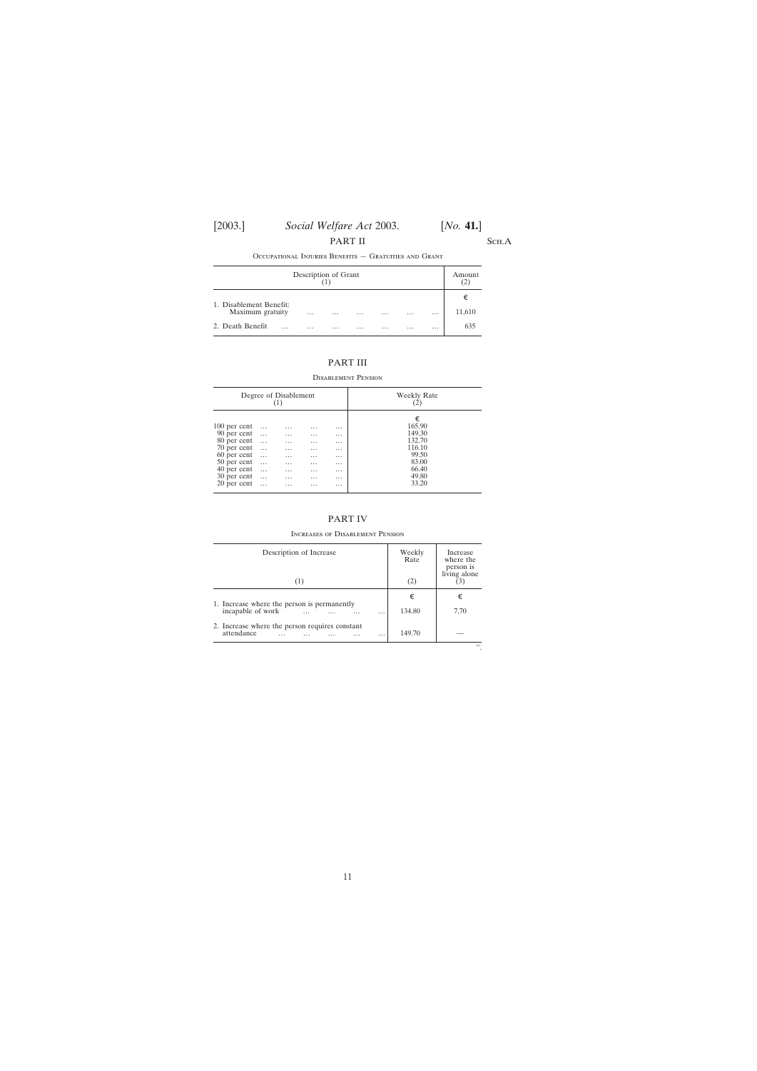## PART II

Occupational Injuries Benefits — Gratuities and Grant

| Description of Grant (1) | Amount (2) |
|---|---|
| | € |
| 1. Disablement Benefit: Maximum gratuity | 11,610 |
| 2. Death Benefit | 635 |

## PART III

Disablement Pension

| Degree of Disablement (1) | Weekly Rate (2) |
|---|---|
| | € |
| 100 per cent | 165.90 |
| 90 per cent | 149.30 |
| 80 per cent | 132.70 |
| 70 per cent | 116.10 |
| 60 per cent | 99.50 |
| 50 per cent | 83.00 |
| 40 per cent | 66.40 |
| 30 per cent | 49.80 |
| 20 per cent | 33.20 |

## PART IV

Increases of Disablement Pension

| Description of Increase (1) | Weekly Rate (2) | Increase where the person is living alone (3) |
|---|---|---|
| | € | € |
| 1. Increase where the person is permanently incapable of work | 134.80 | 7.70 |
| 2. Increase where the person requires constant attendance | 149.70 | — |

".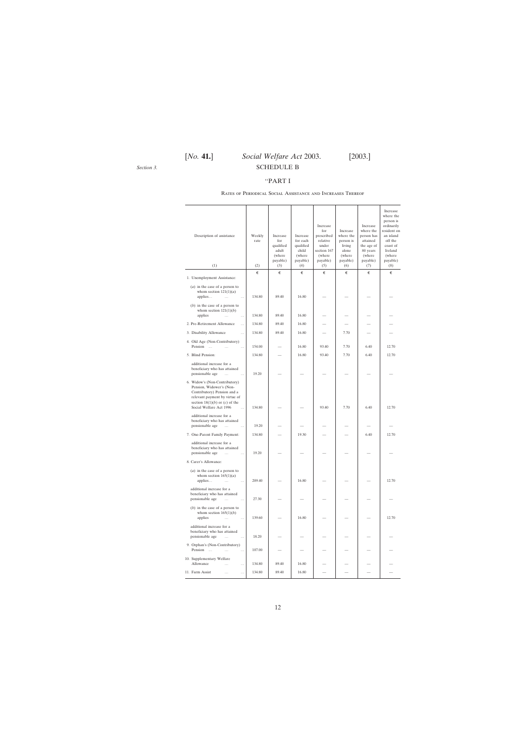Section 3.

# SCHEDULE B

## "PART I

### Rates of Periodical Social Assistance and Increases Thereof

| Description of assistance | Weekly rate | Increase for qualified adult (where payable) | Increase for each qualified child (where payable) | Increase for prescribed relative under section 167 (where payable) | Increase where the person is living alone (where payable) | Increase where the person has attained the age of 80 years (where payable) | Increase where the person is ordinarily resident on an island off the coast of Ireland (where payable) |
|---|---|---|---|---|---|---|---|
| (1) | (2) | (3) | (4) | (5) | (6) | (7) | (8) |
| | € | € | € | € | € | € | € |
| 1. Unemployment Assistance: | | | | | | | |
| (*a*) in the case of a person to whom section 121(1)(*a*) applies... | 134.80 | 89.40 | 16.80 | — | — | — | — |
| (*b*) in the case of a person to whom section 121(1)(*b*) applies | 134.80 | 89.40 | 16.80 | — | — | — | — |
| 2. Pre-Retirement Allowance | 134.80 | 89.40 | 16.80 | — | — | — | — |
| 3. Disability Allowance | 134.80 | 89.40 | 16.80 | — | 7.70 | — | — |
| 4. Old Age (Non-Contributory) Pension | 154.00 | — | 16.80 | 93.40 | 7.70 | 6.40 | 12.70 |
| 5. Blind Pension: | 134.80 | — | 16.80 | 93.40 | 7.70 | 6.40 | 12.70 |
| additional increase for a beneficiary who has attained pensionable age | 19.20 | — | — | — | — | — | — |
| 6. Widow's (Non-Contributory) Pension, Widower's (Non-Contributory) Pension and a relevant payment by virtue of section 18(1)(*b*) or (*c*) of the Social Welfare Act 1996 | 134.80 | — | — | 93.40 | 7.70 | 6.40 | 12.70 |
| additional increase for a beneficiary who has attained pensionable age | 19.20 | — | — | — | — | — | — |
| 7. One-Parent Family Payment: | 134.80 | — | 19.30 | — | — | 6.40 | 12.70 |
| additional increase for a beneficiary who has attained pensionable age | 19.20 | — | — | — | — | — | — |
| 8. Carer's Allowance: | | | | | | | |
| (*a*) in the case of a person to whom section 165(1)(*a*) applies... | 209.40 | — | 16.80 | — | — | — | 12.70 |
| additional increase for a beneficiary who has attained pensionable age | 27.30 | — | — | — | — | — | — |
| (*b*) in the case of a person to whom section 165(1)(*b*) applies | 139.60 | — | 16.80 | — | — | — | 12.70 |
| additional increase for a beneficiary who has attained pensionable age | 18.20 | — | — | — | — | — | — |
| 9. Orphan's (Non-Contributory) Pension | 107.00 | — | — | — | — | — | — |
| 10. Supplementary Welfare Allowance | 134.80 | 89.40 | 16.80 | — | — | — | — |
| 11. Farm Assist | 134.80 | 89.40 | 16.80 | — | — | — | — |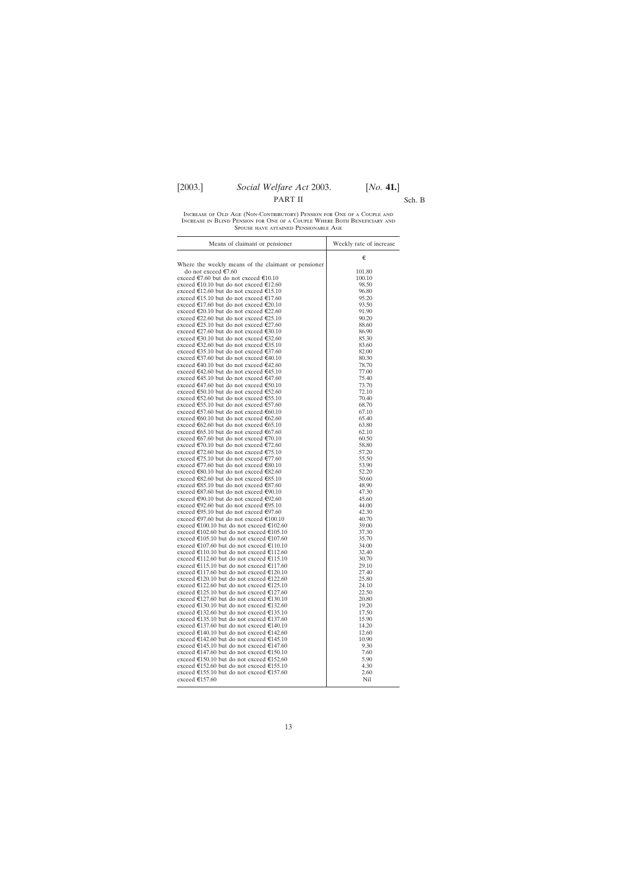Part II

Increase of Old Age (Non-Contributory) Pension for One of a Couple and Increase in Blind Pension for One of a Couple Where Both Beneficiary and Spouse have attained Pensionable Age

| Means of claimant or pensioner | Weekly rate of increase |
|---|---|
| | € |
| Where the weekly means of the claimant or pensioner do not exceed €7.60 | 101.80 |
| exceed €7.60 but do not exceed €10.10 | 100.10 |
| exceed €10.10 but do not exceed €12.60 | 98.50 |
| exceed €12.60 but do not exceed €15.10 | 96.80 |
| exceed €15.10 but do not exceed €17.60 | 95.20 |
| exceed €17.60 but do not exceed €20.10 | 93.50 |
| exceed €20.10 but do not exceed €22.60 | 91.90 |
| exceed €22.60 but do not exceed €25.10 | 90.20 |
| exceed €25.10 but do not exceed €27.60 | 88.60 |
| exceed €27.60 but do not exceed €30.10 | 86.90 |
| exceed €30.10 but do not exceed €32.60 | 85.30 |
| exceed €32.60 but do not exceed €35.10 | 83.60 |
| exceed €35.10 but do not exceed €37.60 | 82.00 |
| exceed €37.60 but do not exceed €40.10 | 80.30 |
| exceed €40.10 but do not exceed €42.60 | 78.70 |
| exceed €42.60 but do not exceed €45.10 | 77.00 |
| exceed €45.10 but do not exceed €47.60 | 75.40 |
| exceed €47.60 but do not exceed €50.10 | 73.70 |
| exceed €50.10 but do not exceed €52.60 | 72.10 |
| exceed €52.60 but do not exceed €55.10 | 70.40 |
| exceed €55.10 but do not exceed €57.60 | 68.70 |
| exceed €57.60 but do not exceed €60.10 | 67.10 |
| exceed €60.10 but do not exceed €62.60 | 65.40 |
| exceed €62.60 but do not exceed €65.10 | 63.80 |
| exceed €65.10 but do not exceed €67.60 | 62.10 |
| exceed €67.60 but do not exceed €70.10 | 60.50 |
| exceed €70.10 but do not exceed €72.60 | 58.80 |
| exceed €72.60 but do not exceed €75.10 | 57.20 |
| exceed €75.10 but do not exceed €77.60 | 55.50 |
| exceed €77.60 but do not exceed €80.10 | 53.90 |
| exceed €80.10 but do not exceed €82.60 | 52.20 |
| exceed €82.60 but do not exceed €85.10 | 50.60 |
| exceed €85.10 but do not exceed €87.60 | 48.90 |
| exceed €87.60 but do not exceed €90.10 | 47.30 |
| exceed €90.10 but do not exceed €92.60 | 45.60 |
| exceed €92.60 but do not exceed €95.10 | 44.00 |
| exceed €95.10 but do not exceed €97.60 | 42.30 |
| exceed €97.60 but do not exceed €100.10 | 40.70 |
| exceed €100.10 but do not exceed €102.60 | 39.00 |
| exceed €102.60 but do not exceed €105.10 | 37.30 |
| exceed €105.10 but do not exceed €107.60 | 35.70 |
| exceed €107.60 but do not exceed €110.10 | 34.00 |
| exceed €110.10 but do not exceed €112.60 | 32.40 |
| exceed €112.60 but do not exceed €115.10 | 30.70 |
| exceed €115.10 but do not exceed €117.60 | 29.10 |
| exceed €117.60 but do not exceed €120.10 | 27.40 |
| exceed €120.10 but do not exceed €122.60 | 25.80 |
| exceed €122.60 but do not exceed €125.10 | 24.10 |
| exceed €125.10 but do not exceed €127.60 | 22.50 |
| exceed €127.60 but do not exceed €130.10 | 20.80 |
| exceed €130.10 but do not exceed €132.60 | 19.20 |
| exceed €132.60 but do not exceed €135.10 | 17.50 |
| exceed €135.10 but do not exceed €137.60 | 15.90 |
| exceed €137.60 but do not exceed €140.10 | 14.20 |
| exceed €140.10 but do not exceed €142.60 | 12.60 |
| exceed €142.60 but do not exceed €145.10 | 10.90 |
| exceed €145.10 but do not exceed €147.60 | 9.30 |
| exceed €147.60 but do not exceed €150.10 | 7.60 |
| exceed €150.10 but do not exceed €152.60 | 5.90 |
| exceed €152.60 but do not exceed €155.10 | 4.30 |
| exceed €155.10 but do not exceed €157.60 | 2.60 |
| exceed €157.60 | Nil |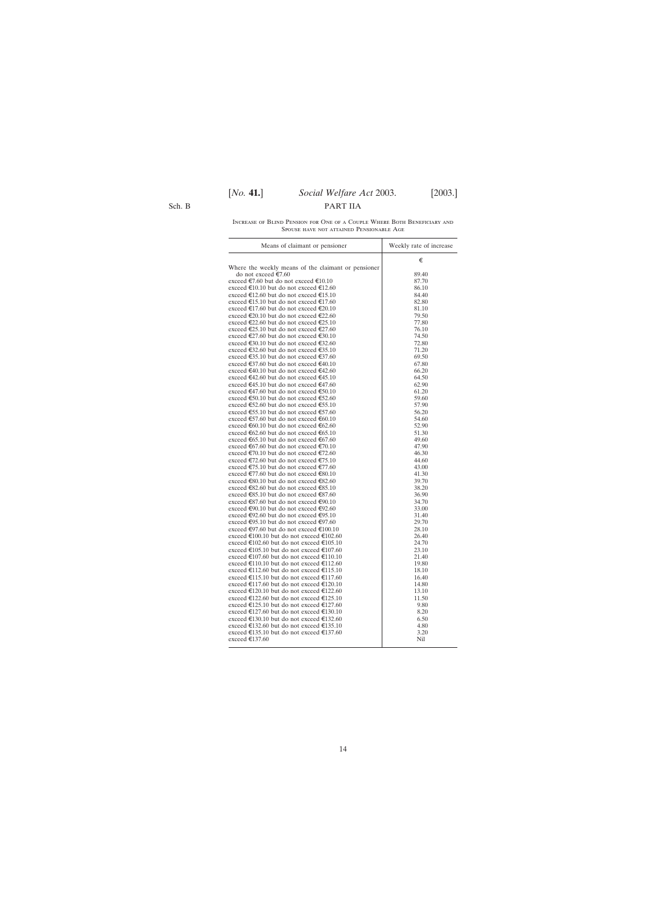Sch. B

PART IIA

Increase of Blind Pension for One of a Couple Where Both Beneficiary and Spouse have not attained Pensionable Age

| Means of claimant or pensioner | Weekly rate of increase |
|---|---|
| | € |
| Where the weekly means of the claimant or pensioner do not exceed €7.60 | 89.40 |
| exceed €7.60 but do not exceed €10.10 | 87.70 |
| exceed €10.10 but do not exceed €12.60 | 86.10 |
| exceed €12.60 but do not exceed €15.10 | 84.40 |
| exceed €15.10 but do not exceed €17.60 | 82.80 |
| exceed €17.60 but do not exceed €20.10 | 81.10 |
| exceed €20.10 but do not exceed €22.60 | 79.50 |
| exceed €22.60 but do not exceed €25.10 | 77.80 |
| exceed €25.10 but do not exceed €27.60 | 76.10 |
| exceed €27.60 but do not exceed €30.10 | 74.50 |
| exceed €30.10 but do not exceed €32.60 | 72.80 |
| exceed €32.60 but do not exceed €35.10 | 71.20 |
| exceed €35.10 but do not exceed €37.60 | 69.50 |
| exceed €37.60 but do not exceed €40.10 | 67.80 |
| exceed €40.10 but do not exceed €42.60 | 66.20 |
| exceed €42.60 but do not exceed €45.10 | 64.50 |
| exceed €45.10 but do not exceed €47.60 | 62.90 |
| exceed €47.60 but do not exceed €50.10 | 61.20 |
| exceed €50.10 but do not exceed €52.60 | 59.60 |
| exceed €52.60 but do not exceed €55.10 | 57.90 |
| exceed €55.10 but do not exceed €57.60 | 56.20 |
| exceed €57.60 but do not exceed €60.10 | 54.60 |
| exceed €60.10 but do not exceed €62.60 | 52.90 |
| exceed €62.60 but do not exceed €65.10 | 51.30 |
| exceed €65.10 but do not exceed €67.60 | 49.60 |
| exceed €67.60 but do not exceed €70.10 | 47.90 |
| exceed €70.10 but do not exceed €72.60 | 46.30 |
| exceed €72.60 but do not exceed €75.10 | 44.60 |
| exceed €75.10 but do not exceed €77.60 | 43.00 |
| exceed €77.60 but do not exceed €80.10 | 41.30 |
| exceed €80.10 but do not exceed €82.60 | 39.70 |
| exceed €82.60 but do not exceed €85.10 | 38.20 |
| exceed €85.10 but do not exceed €87.60 | 36.90 |
| exceed €87.60 but do not exceed €90.10 | 34.70 |
| exceed €90.10 but do not exceed €92.60 | 33.00 |
| exceed €92.60 but do not exceed €95.10 | 31.40 |
| exceed €95.10 but do not exceed €97.60 | 29.70 |
| exceed €97.60 but do not exceed €100.10 | 28.10 |
| exceed €100.10 but do not exceed €102.60 | 26.40 |
| exceed €102.60 but do not exceed €105.10 | 24.70 |
| exceed €105.10 but do not exceed €107.60 | 23.10 |
| exceed €107.60 but do not exceed €110.10 | 21.40 |
| exceed €110.10 but do not exceed €112.60 | 19.80 |
| exceed €112.60 but do not exceed €115.10 | 18.10 |
| exceed €115.10 but do not exceed €117.60 | 16.40 |
| exceed €117.60 but do not exceed €120.10 | 14.80 |
| exceed €120.10 but do not exceed €122.60 | 13.10 |
| exceed €122.60 but do not exceed €125.10 | 11.50 |
| exceed €125.10 but do not exceed €127.60 | 9.80 |
| exceed €127.60 but do not exceed €130.10 | 8.20 |
| exceed €130.10 but do not exceed €132.60 | 6.50 |
| exceed €132.60 but do not exceed €135.10 | 4.80 |
| exceed €135.10 but do not exceed €137.60 | 3.20 |
| exceed €137.60 | Nil |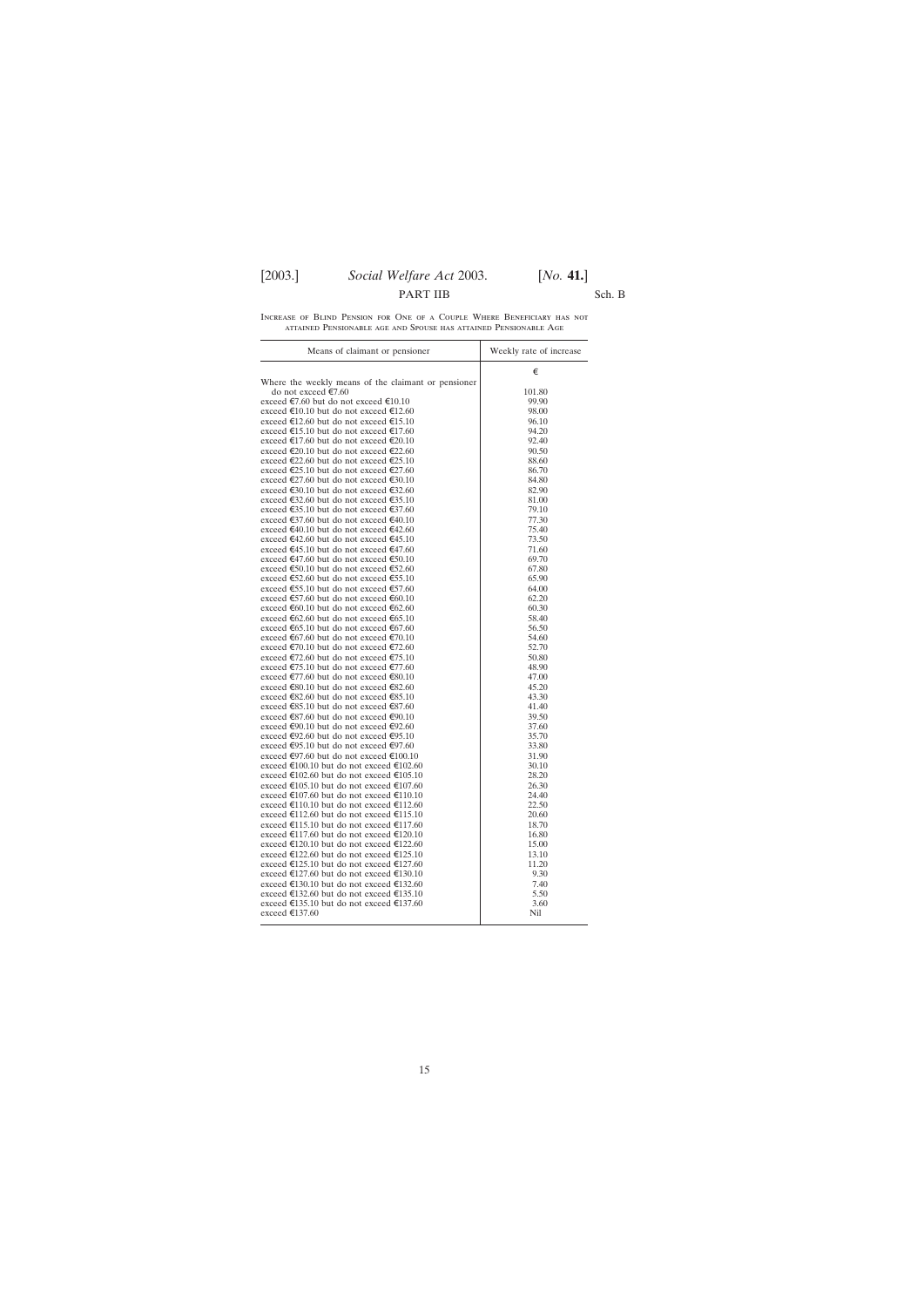PART IIB

Sch. B

Increase of Blind Pension for One of a Couple Where Beneficiary has not attained Pensionable age and Spouse has attained Pensionable Age

| Means of claimant or pensioner | Weekly rate of increase |
|---|---|
| | € |
| Where the weekly means of the claimant or pensioner do not exceed €7.60 | 101.80 |
| exceed €7.60 but do not exceed €10.10 | 99.90 |
| exceed €10.10 but do not exceed €12.60 | 98.00 |
| exceed €12.60 but do not exceed €15.10 | 96.10 |
| exceed €15.10 but do not exceed €17.60 | 94.20 |
| exceed €17.60 but do not exceed €20.10 | 92.40 |
| exceed €20.10 but do not exceed €22.60 | 90.50 |
| exceed €22.60 but do not exceed €25.10 | 88.60 |
| exceed €25.10 but do not exceed €27.60 | 86.70 |
| exceed €27.60 but do not exceed €30.10 | 84.80 |
| exceed €30.10 but do not exceed €32.60 | 82.90 |
| exceed €32.60 but do not exceed €35.10 | 81.00 |
| exceed €35.10 but do not exceed €37.60 | 79.10 |
| exceed €37.60 but do not exceed €40.10 | 77.30 |
| exceed €40.10 but do not exceed €42.60 | 75.40 |
| exceed €42.60 but do not exceed €45.10 | 73.50 |
| exceed €45.10 but do not exceed €47.60 | 71.60 |
| exceed €47.60 but do not exceed €50.10 | 69.70 |
| exceed €50.10 but do not exceed €52.60 | 67.80 |
| exceed €52.60 but do not exceed €55.10 | 65.90 |
| exceed €55.10 but do not exceed €57.60 | 64.00 |
| exceed €57.60 but do not exceed €60.10 | 62.20 |
| exceed €60.10 but do not exceed €62.60 | 60.30 |
| exceed €62.60 but do not exceed €65.10 | 58.40 |
| exceed €65.10 but do not exceed €67.60 | 56.50 |
| exceed €67.60 but do not exceed €70.10 | 54.60 |
| exceed €70.10 but do not exceed €72.60 | 52.70 |
| exceed €72.60 but do not exceed €75.10 | 50.80 |
| exceed €75.10 but do not exceed €77.60 | 48.90 |
| exceed €77.60 but do not exceed €80.10 | 47.00 |
| exceed €80.10 but do not exceed €82.60 | 45.20 |
| exceed €82.60 but do not exceed €85.10 | 43.30 |
| exceed €85.10 but do not exceed €87.60 | 41.40 |
| exceed €87.60 but do not exceed €90.10 | 39.50 |
| exceed €90.10 but do not exceed €92.60 | 37.60 |
| exceed €92.60 but do not exceed €95.10 | 35.70 |
| exceed €95.10 but do not exceed €97.60 | 33.80 |
| exceed €97.60 but do not exceed €100.10 | 31.90 |
| exceed €100.10 but do not exceed €102.60 | 30.10 |
| exceed €102.60 but do not exceed €105.10 | 28.20 |
| exceed €105.10 but do not exceed €107.60 | 26.30 |
| exceed €107.60 but do not exceed €110.10 | 24.40 |
| exceed €110.10 but do not exceed €112.60 | 22.50 |
| exceed €112.60 but do not exceed €115.10 | 20.60 |
| exceed €115.10 but do not exceed €117.60 | 18.70 |
| exceed €117.60 but do not exceed €120.10 | 16.80 |
| exceed €120.10 but do not exceed €122.60 | 15.00 |
| exceed €122.60 but do not exceed €125.10 | 13.10 |
| exceed €125.10 but do not exceed €127.60 | 11.20 |
| exceed €127.60 but do not exceed €130.10 | 9.30 |
| exceed €130.10 but do not exceed €132.60 | 7.40 |
| exceed €132.60 but do not exceed €135.10 | 5.50 |
| exceed €135.10 but do not exceed €137.60 | 3.60 |
| exceed €137.60 | Nil |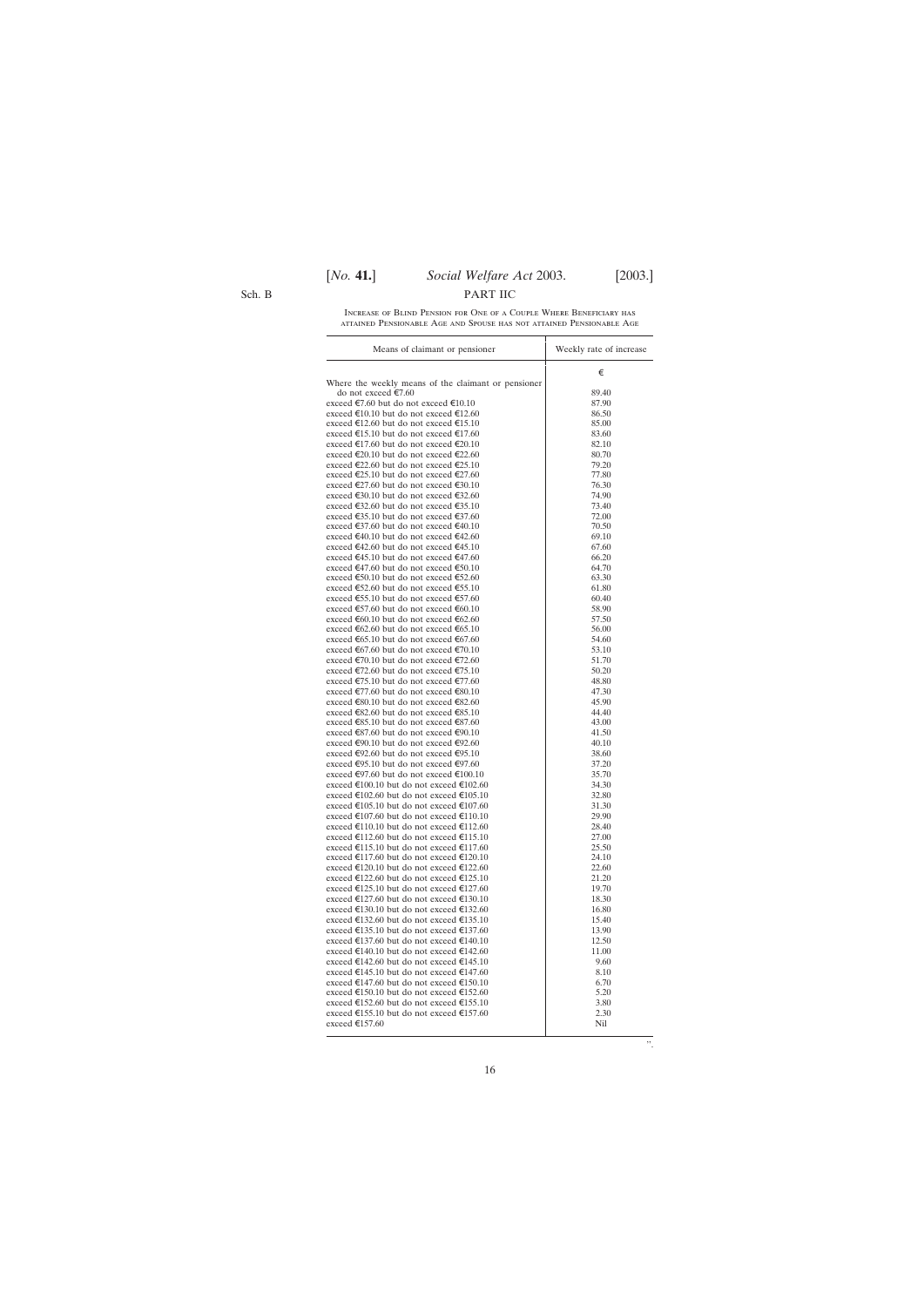Sch. B

PART IIC

Increase of Blind Pension for One of a Couple Where Beneficiary has attained Pensionable Age and Spouse has not attained Pensionable Age

| Means of claimant or pensioner | Weekly rate of increase |
|---|---|
| | € |
| Where the weekly means of the claimant or pensioner do not exceed €7.60 | 89.40 |
| exceed €7.60 but do not exceed €10.10 | 87.90 |
| exceed €10.10 but do not exceed €12.60 | 86.50 |
| exceed €12.60 but do not exceed €15.10 | 85.00 |
| exceed €15.10 but do not exceed €17.60 | 83.60 |
| exceed €17.60 but do not exceed €20.10 | 82.10 |
| exceed €20.10 but do not exceed €22.60 | 80.70 |
| exceed €22.60 but do not exceed €25.10 | 79.20 |
| exceed €25.10 but do not exceed €27.60 | 77.80 |
| exceed €27.60 but do not exceed €30.10 | 76.30 |
| exceed €30.10 but do not exceed €32.60 | 74.90 |
| exceed €32.60 but do not exceed €35.10 | 73.40 |
| exceed €35.10 but do not exceed €37.60 | 72.00 |
| exceed €37.60 but do not exceed €40.10 | 70.50 |
| exceed €40.10 but do not exceed €42.60 | 69.10 |
| exceed €42.60 but do not exceed €45.10 | 67.60 |
| exceed €45.10 but do not exceed €47.60 | 66.20 |
| exceed €47.60 but do not exceed €50.10 | 64.70 |
| exceed €50.10 but do not exceed €52.60 | 63.30 |
| exceed €52.60 but do not exceed €55.10 | 61.80 |
| exceed €55.10 but do not exceed €57.60 | 60.40 |
| exceed €57.60 but do not exceed €60.10 | 58.90 |
| exceed €60.10 but do not exceed €62.60 | 57.50 |
| exceed €62.60 but do not exceed €65.10 | 56.00 |
| exceed €65.10 but do not exceed €67.60 | 54.60 |
| exceed €67.60 but do not exceed €70.10 | 53.10 |
| exceed €70.10 but do not exceed €72.60 | 51.70 |
| exceed €72.60 but do not exceed €75.10 | 50.20 |
| exceed €75.10 but do not exceed €77.60 | 48.80 |
| exceed €77.60 but do not exceed €80.10 | 47.30 |
| exceed €80.10 but do not exceed €82.60 | 45.90 |
| exceed €82.60 but do not exceed €85.10 | 44.40 |
| exceed €85.10 but do not exceed €87.60 | 43.00 |
| exceed €87.60 but do not exceed €90.10 | 41.50 |
| exceed €90.10 but do not exceed €92.60 | 40.10 |
| exceed €92.60 but do not exceed €95.10 | 38.60 |
| exceed €95.10 but do not exceed €97.60 | 37.20 |
| exceed €97.60 but do not exceed €100.10 | 35.70 |
| exceed €100.10 but do not exceed €102.60 | 34.30 |
| exceed €102.60 but do not exceed €105.10 | 32.80 |
| exceed €105.10 but do not exceed €107.60 | 31.30 |
| exceed €107.60 but do not exceed €110.10 | 29.90 |
| exceed €110.10 but do not exceed €112.60 | 28.40 |
| exceed €112.60 but do not exceed €115.10 | 27.00 |
| exceed €115.10 but do not exceed €117.60 | 25.50 |
| exceed €117.60 but do not exceed €120.10 | 24.10 |
| exceed €120.10 but do not exceed €122.60 | 22.60 |
| exceed €122.60 but do not exceed €125.10 | 21.20 |
| exceed €125.10 but do not exceed €127.60 | 19.70 |
| exceed €127.60 but do not exceed €130.10 | 18.30 |
| exceed €130.10 but do not exceed €132.60 | 16.80 |
| exceed €132.60 but do not exceed €135.10 | 15.40 |
| exceed €135.10 but do not exceed €137.60 | 13.90 |
| exceed €137.60 but do not exceed €140.10 | 12.50 |
| exceed €140.10 but do not exceed €142.60 | 11.00 |
| exceed €142.60 but do not exceed €145.10 | 9.60 |
| exceed €145.10 but do not exceed €147.60 | 8.10 |
| exceed €147.60 but do not exceed €150.10 | 6.70 |
| exceed €150.10 but do not exceed €152.60 | 5.20 |
| exceed €152.60 but do not exceed €155.10 | 3.80 |
| exceed €155.10 but do not exceed €157.60 | 2.30 |
| exceed €157.60 | Nil |

".